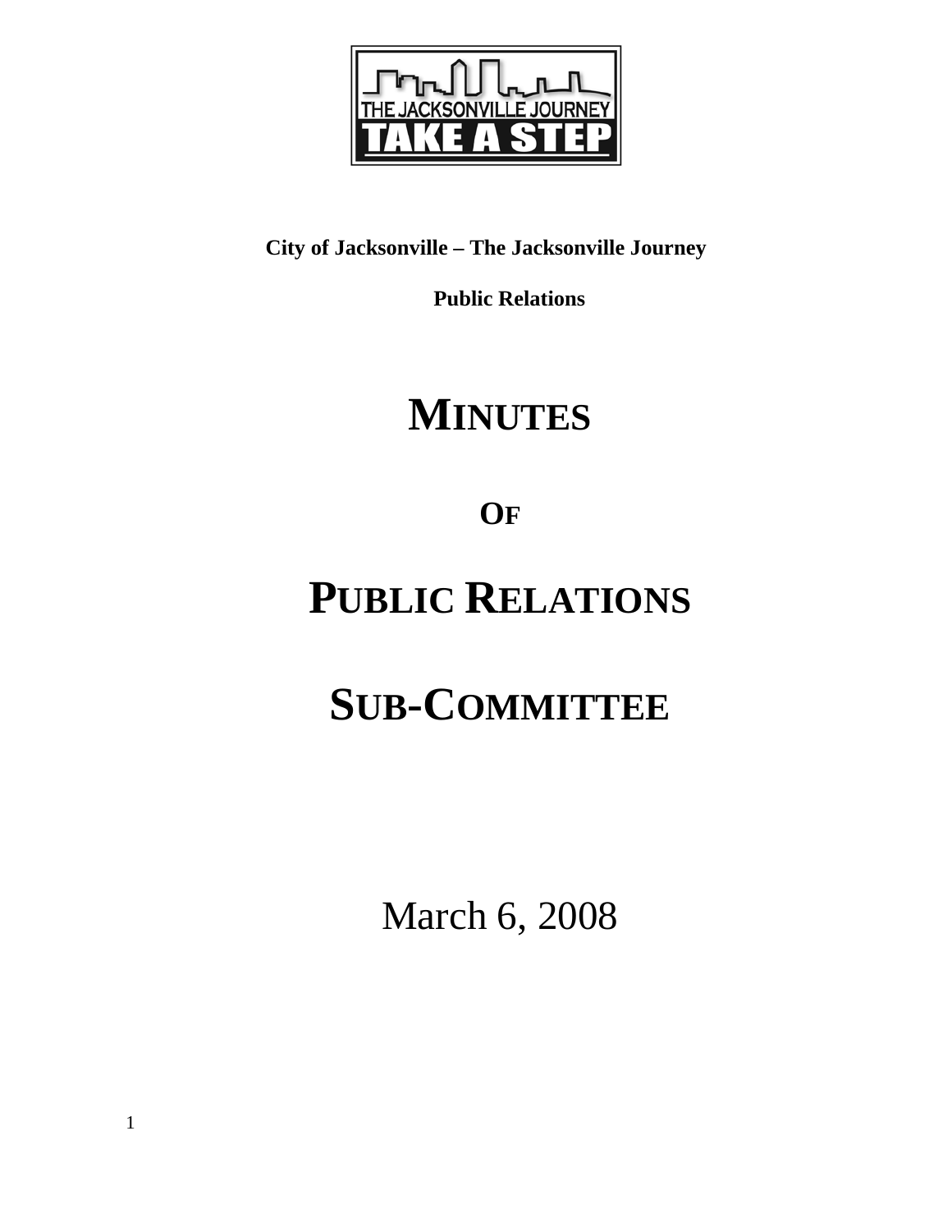**City of Jacksonville – The Jacksonville Journey**

**Public Relations**

# MINUTES

## OF

# PUBLIC RELATIONS

# SUB-COMMITTEE

March 6, 2008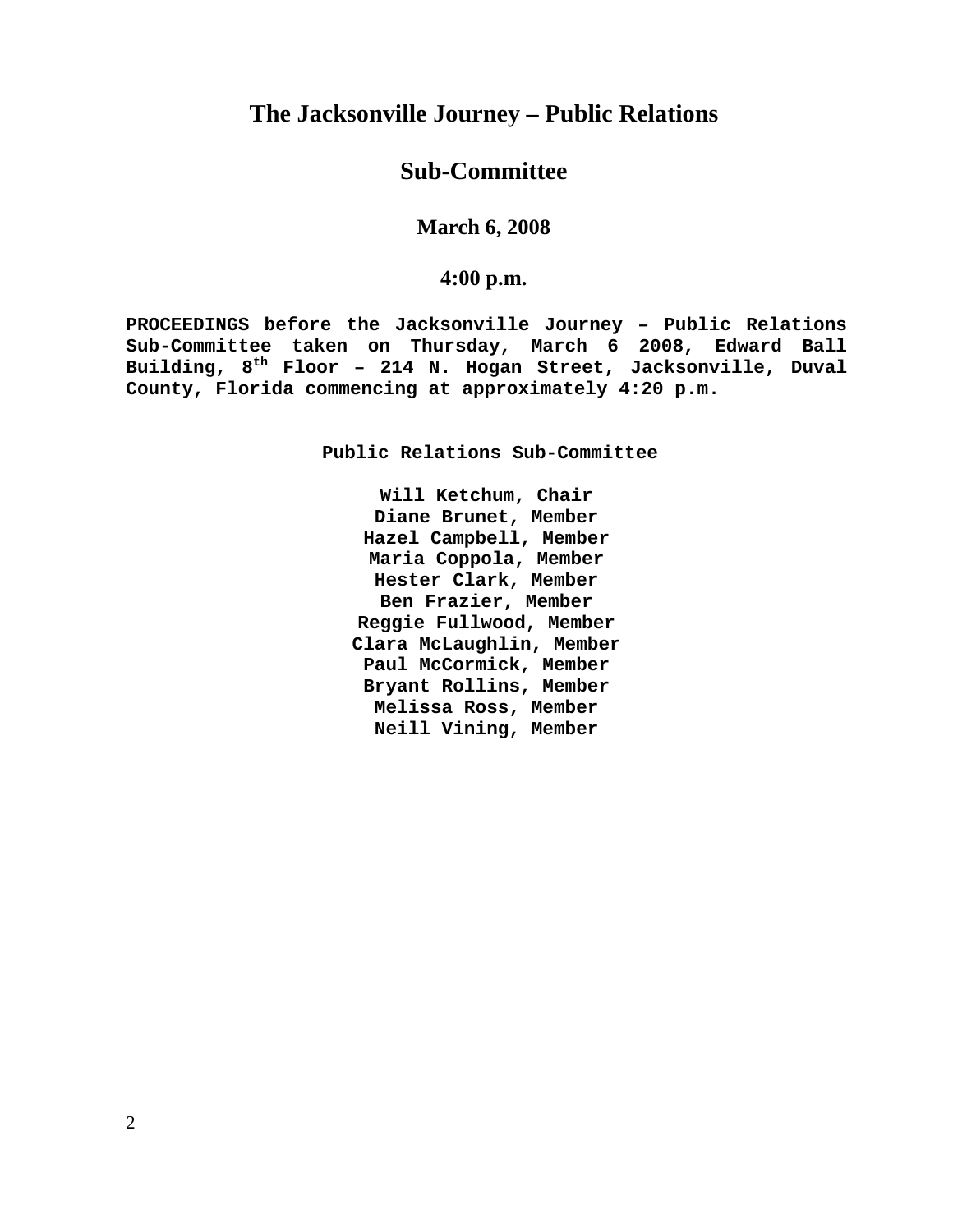# The Jacksonville Journey – Public Relations

# Sub-Committee

### March 6, 2008

### 4:00 p.m.

**PROCEEDINGS before the Jacksonville Journey – Public Relations Sub-Committee taken on Thursday, March 6 2008, Edward Ball Building, 8th Floor – 214 N. Hogan Street, Jacksonville, Duval County, Florida commencing at approximately 4:20 p.m.**

**Public Relations Sub-Committee**

**Will Ketchum, Chair**
**Diane Brunet, Member**
**Hazel Campbell, Member**
**Maria Coppola, Member**
**Hester Clark, Member**
**Ben Frazier, Member**
**Reggie Fullwood, Member**
**Clara McLaughlin, Member**
**Paul McCormick, Member**
**Bryant Rollins, Member**
**Melissa Ross, Member**
**Neill Vining, Member**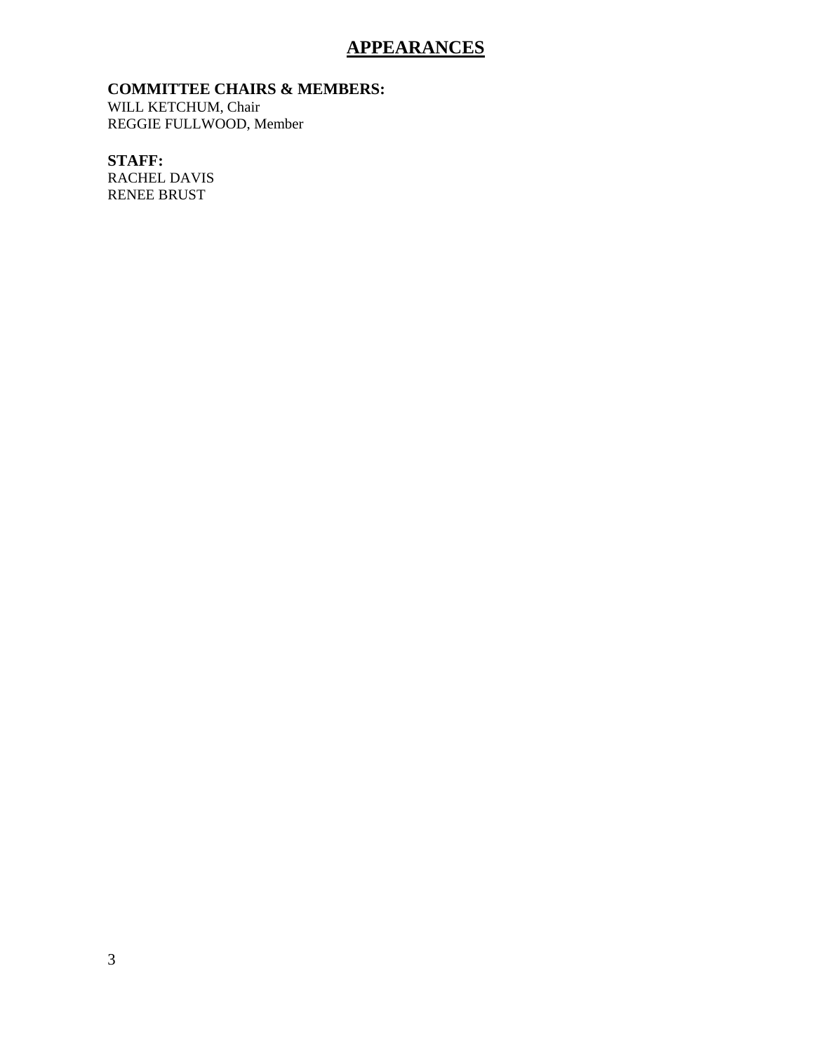# APPEARANCES

**COMMITTEE CHAIRS & MEMBERS:**
WILL KETCHUM, Chair
REGGIE FULLWOOD, Member

**STAFF:**
RACHEL DAVIS
RENEE BRUST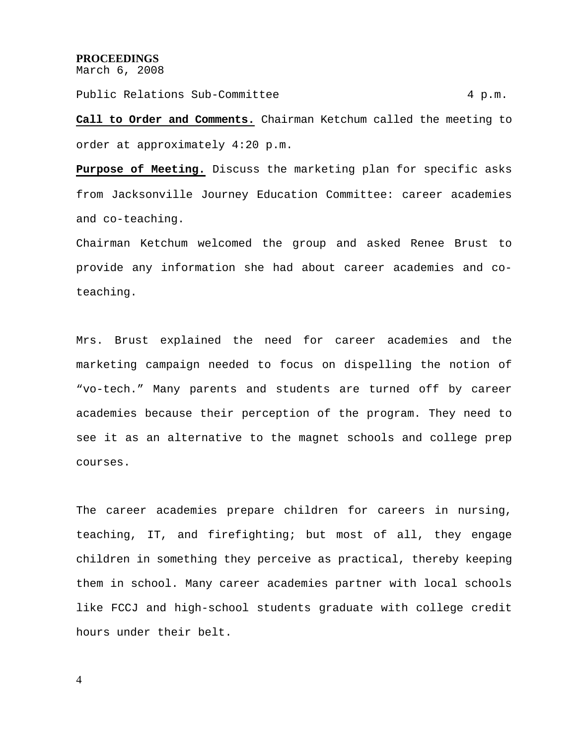**PROCEEDINGS**
March 6, 2008

Public Relations Sub-Committee 4 p.m.

**Call to Order and Comments.** Chairman Ketchum called the meeting to order at approximately 4:20 p.m.

**Purpose of Meeting.** Discuss the marketing plan for specific asks from Jacksonville Journey Education Committee: career academies and co-teaching.

Chairman Ketchum welcomed the group and asked Renee Brust to provide any information she had about career academies and co-teaching.

Mrs. Brust explained the need for career academies and the marketing campaign needed to focus on dispelling the notion of "vo-tech." Many parents and students are turned off by career academies because their perception of the program. They need to see it as an alternative to the magnet schools and college prep courses.

The career academies prepare children for careers in nursing, teaching, IT, and firefighting; but most of all, they engage children in something they perceive as practical, thereby keeping them in school. Many career academies partner with local schools like FCCJ and high-school students graduate with college credit hours under their belt.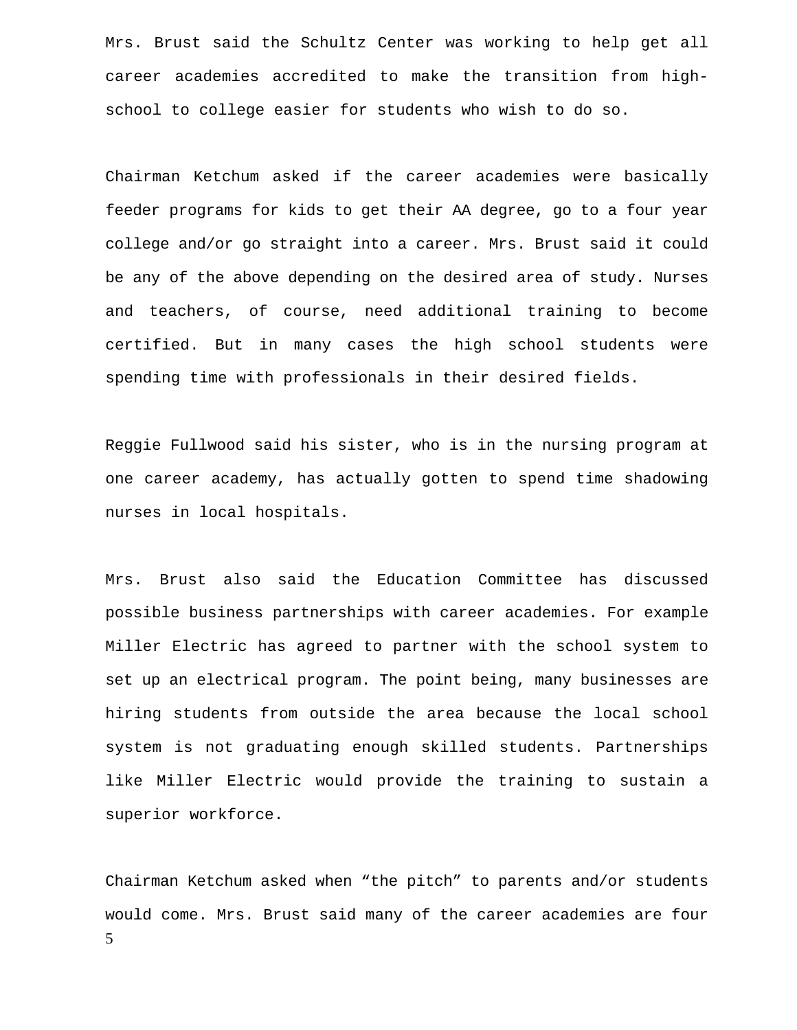Mrs. Brust said the Schultz Center was working to help get all career academies accredited to make the transition from high-school to college easier for students who wish to do so.

Chairman Ketchum asked if the career academies were basically feeder programs for kids to get their AA degree, go to a four year college and/or go straight into a career. Mrs. Brust said it could be any of the above depending on the desired area of study. Nurses and teachers, of course, need additional training to become certified. But in many cases the high school students were spending time with professionals in their desired fields.

Reggie Fullwood said his sister, who is in the nursing program at one career academy, has actually gotten to spend time shadowing nurses in local hospitals.

Mrs. Brust also said the Education Committee has discussed possible business partnerships with career academies. For example Miller Electric has agreed to partner with the school system to set up an electrical program. The point being, many businesses are hiring students from outside the area because the local school system is not graduating enough skilled students. Partnerships like Miller Electric would provide the training to sustain a superior workforce.

Chairman Ketchum asked when “the pitch” to parents and/or students would come. Mrs. Brust said many of the career academies are four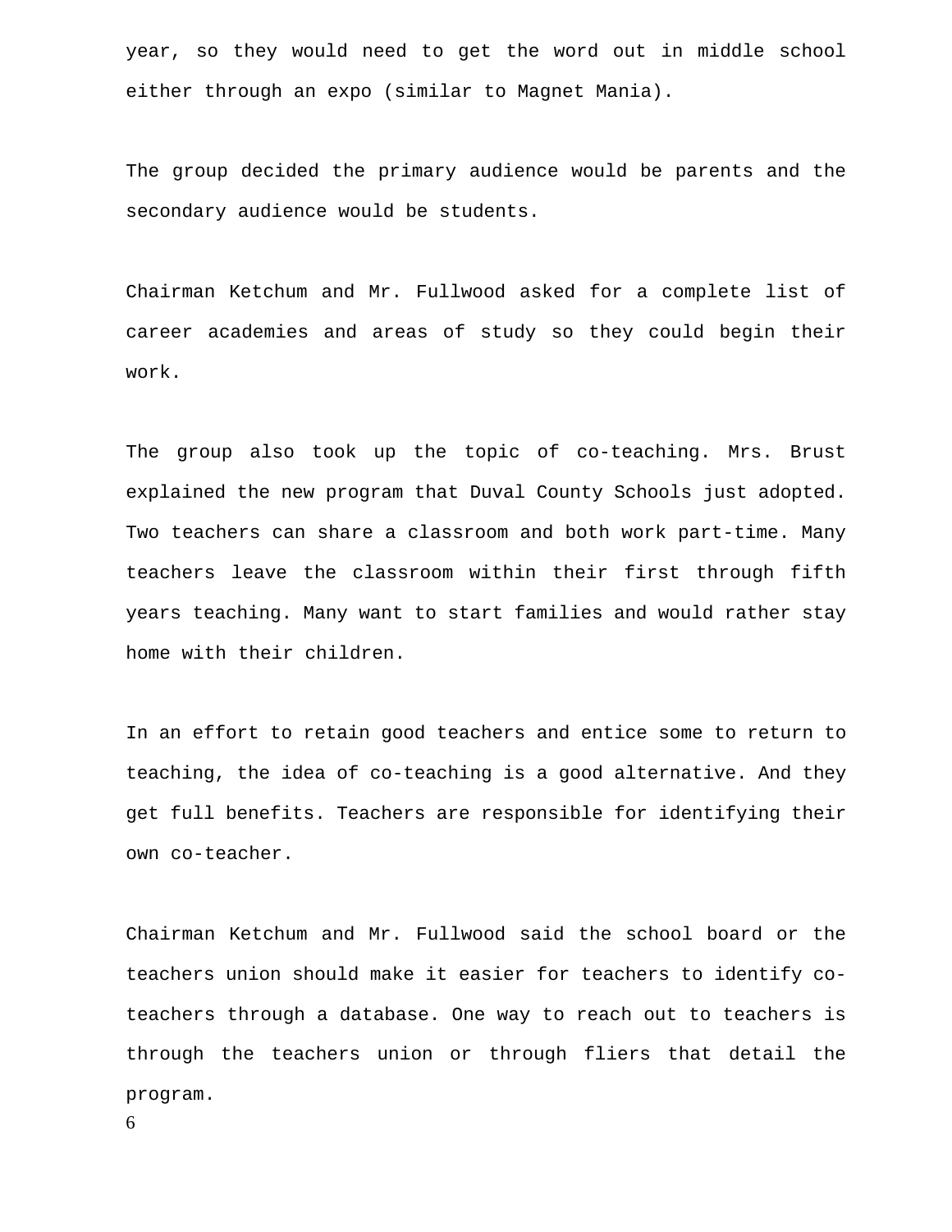year, so they would need to get the word out in middle school either through an expo (similar to Magnet Mania).

The group decided the primary audience would be parents and the secondary audience would be students.

Chairman Ketchum and Mr. Fullwood asked for a complete list of career academies and areas of study so they could begin their work.

The group also took up the topic of co-teaching. Mrs. Brust explained the new program that Duval County Schools just adopted. Two teachers can share a classroom and both work part-time. Many teachers leave the classroom within their first through fifth years teaching. Many want to start families and would rather stay home with their children.

In an effort to retain good teachers and entice some to return to teaching, the idea of co-teaching is a good alternative. And they get full benefits. Teachers are responsible for identifying their own co-teacher.

Chairman Ketchum and Mr. Fullwood said the school board or the teachers union should make it easier for teachers to identify co-teachers through a database. One way to reach out to teachers is through the teachers union or through fliers that detail the program.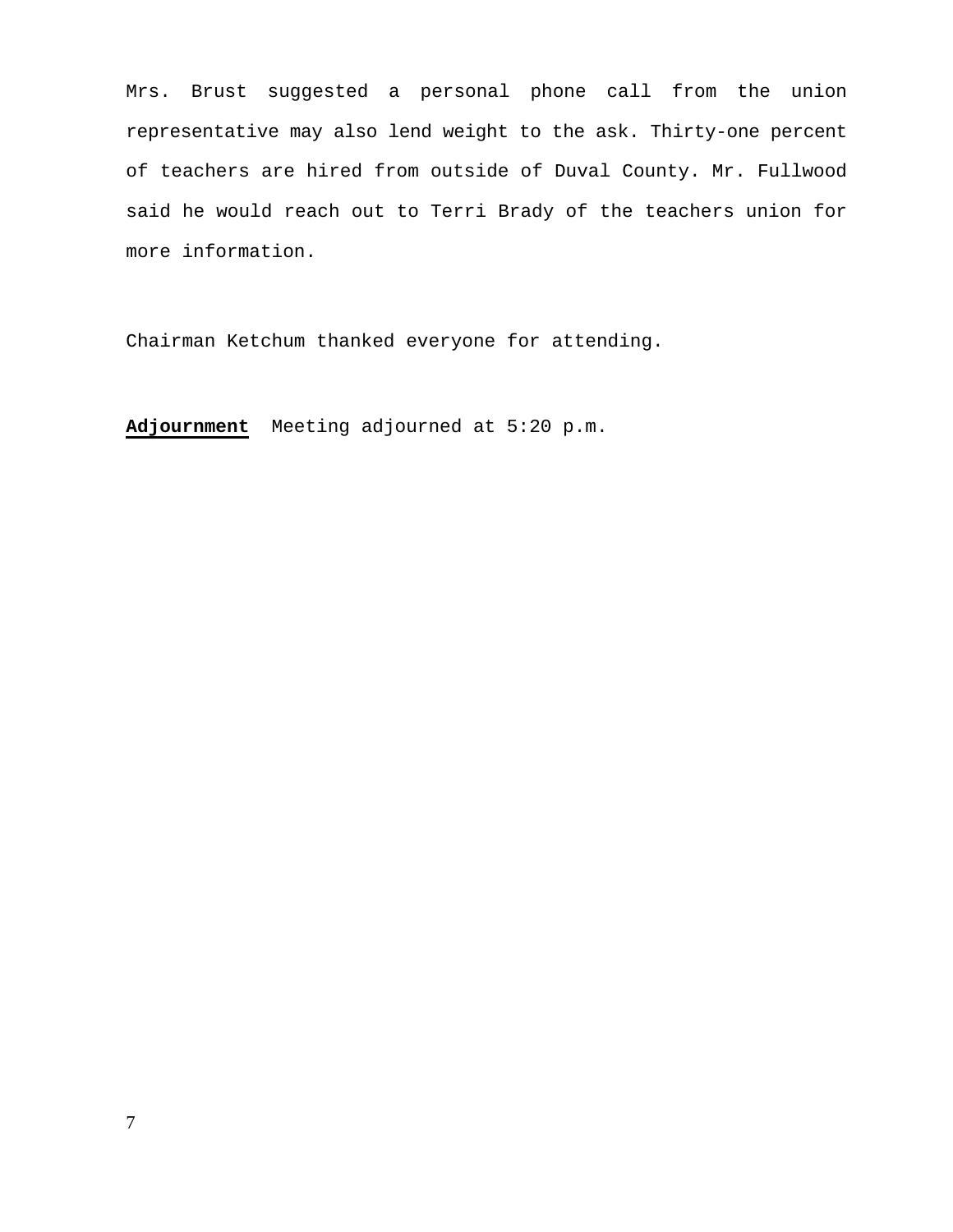Mrs. Brust suggested a personal phone call from the union representative may also lend weight to the ask. Thirty-one percent of teachers are hired from outside of Duval County. Mr. Fullwood said he would reach out to Terri Brady of the teachers union for more information.

Chairman Ketchum thanked everyone for attending.

**Adjournment** Meeting adjourned at 5:20 p.m.